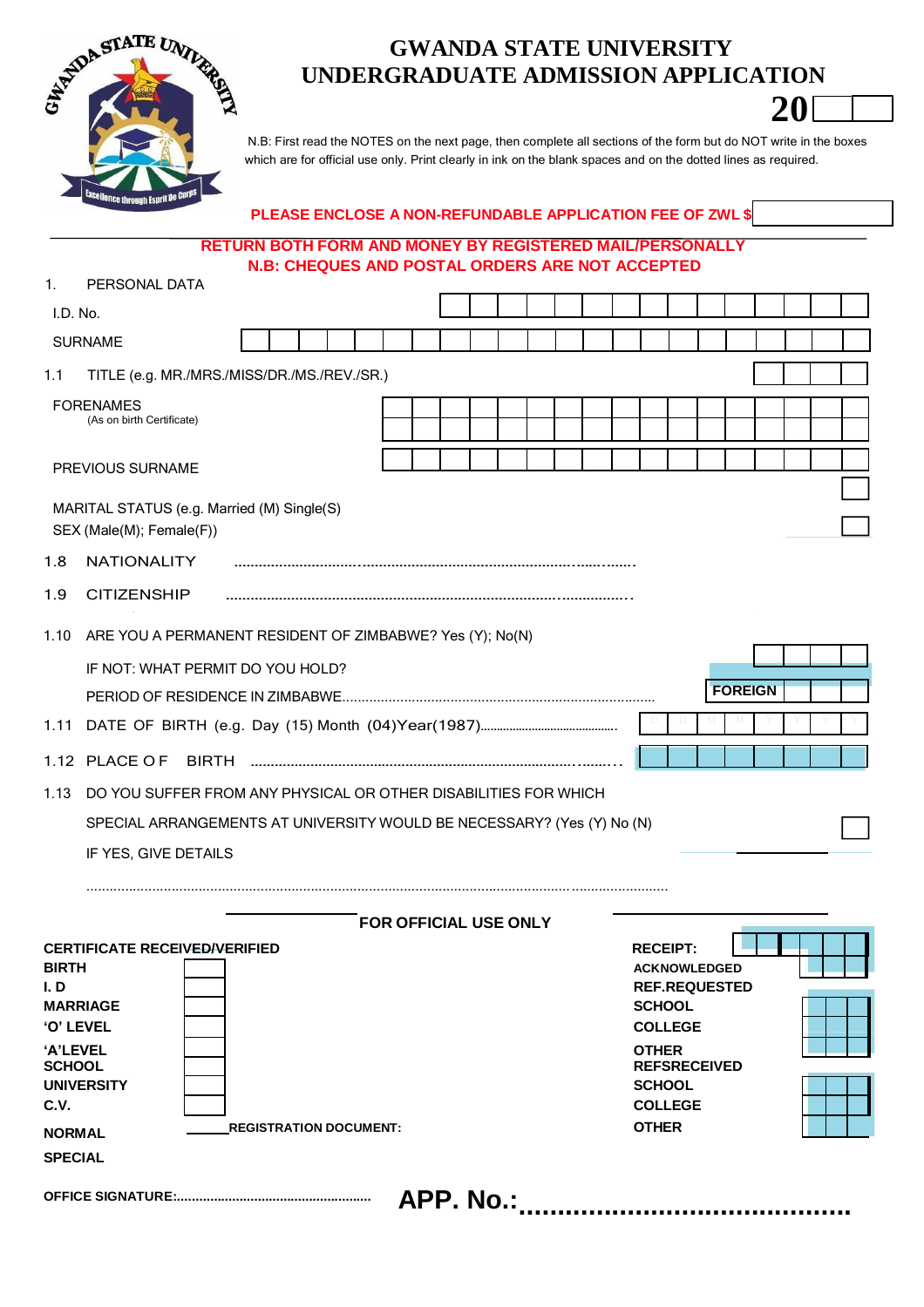# GWANDA STATE UNIVERSITY
## UNDERGRADUATE ADMISSION APPLICATION

**20**

N.B: First read the NOTES on the next page, then complete all sections of the form but do NOT write in the boxes which are for official use only. Print clearly in ink on the blank spaces and on the dotted lines as required.

**PLEASE ENCLOSE A NON-REFUNDABLE APPLICATION FEE OF ZWL $**

**RETURN BOTH FORM AND MONEY BY REGISTERED MAIL/PERSONALLY**
**N.B: CHEQUES AND POSTAL ORDERS ARE NOT ACCEPTED**

1. PERSONAL DATA

I.D. No.

SURNAME

1.1 TITLE (e.g. MR./MRS./MISS/DR./MS./REV./SR.)

FORENAMES
(As on birth Certificate)

PREVIOUS SURNAME

MARITAL STATUS (e.g. Married (M) Single(S)

SEX (Male(M); Female(F))

1.8 NATIONALITY ..............................................................................................

1.9 CITIZENSHIP ..............................................................................................

1.10 ARE YOU A PERMANENT RESIDENT OF ZIMBABWE? Yes (Y); No(N)

IF NOT: WHAT PERMIT DO YOU HOLD?

PERIOD OF RESIDENCE IN ZIMBABWE.................................................................................. **FOREIGN**

1.11 DATE OF BIRTH (e.g. Day (15) Month (04)Year(1987).......................................... D D M M Y Y Y Y

1.12 PLACE OF BIRTH ..............................................................................................

1.13 DO YOU SUFFER FROM ANY PHYSICAL OR OTHER DISABILITIES FOR WHICH SPECIAL ARRANGEMENTS AT UNIVERSITY WOULD BE NECESSARY? (Yes (Y) No (N)

IF YES, GIVE DETAILS

..............................................................................................................................................

**FOR OFFICIAL USE ONLY**

**CERTIFICATE RECEIVED/VERIFIED**
**BIRTH**
**I. D**
**MARRIAGE**
**'O' LEVEL**
**'A'LEVEL**
**SCHOOL**
**UNIVERSITY**
**C.V.**

**NORMAL** **REGISTRATION DOCUMENT:**

**SPECIAL**

**RECEIPT:**
**ACKNOWLEDGED**
**REF.REQUESTED**
**SCHOOL**
**COLLEGE**
**OTHER**
**REFSRECEIVED**
**SCHOOL**
**COLLEGE**
**OTHER**

**OFFICE SIGNATURE:**.....................................................

**APP. No.:**..........................................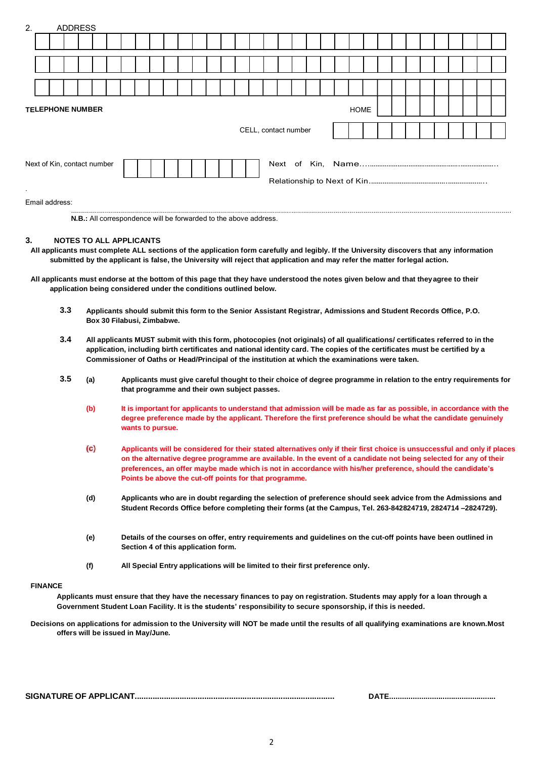## 2. ADDRESS

| | | | | | | | | | | | | | | | | | | | | | | | | | | | | | | | | | |
|---|---|---|---|---|---|---|---|---|---|---|---|---|---|---|---|---|---|---|---|---|---|---|---|---|---|---|---|---|---|---|---|---|---|
| | | | | | | | | | | | | | | | | | | | | | | | | | | | | | | | | | |
| | | | | | | | | | | | | | | | | | | | | | | | | | | | | | | | | | |

**TELEPHONE NUMBER** HOME

CELL, contact number

Next of Kin, contact number

Next of Kin, Name…......................................................................................

Relationship to Next of Kin.............................................................................

Email address: ..........................................................................................................................................................................................................

**N.B.:** All correspondence will be forwarded to the above address.

## 3. NOTES TO ALL APPLICANTS

**All applicants must complete ALL sections of the application form carefully and legibly. If the University discovers that any information submitted by the applicant is false, the University will reject that application and may refer the matter for legal action.**

**All applicants must endorse at the bottom of this page that they have understood the notes given below and that they agree to their application being considered under the conditions outlined below.**

**3.3** **Applicants should submit this form to the Senior Assistant Registrar, Admissions and Student Records Office, P.O. Box 30 Filabusi, Zimbabwe.**

**3.4** **All applicants MUST submit with this form, photocopies (not originals) of all qualifications/ certificates referred to in the application, including birth certificates and national identity card. The copies of the certificates must be certified by a Commissioner of Oaths or Head/Principal of the institution at which the examinations were taken.**

**3.5**

- **(a)** **Applicants must give careful thought to their choice of degree programme in relation to the entry requirements for that programme and their own subject passes.**
- **(b)** **It is important for applicants to understand that admission will be made as far as possible, in accordance with the degree preference made by the applicant. Therefore the first preference should be what the candidate genuinely wants to pursue.**
- **(c)** **Applicants will be considered for their stated alternatives only if their first choice is unsuccessful and only if places on the alternative degree programme are available. In the event of a candidate not being selected for any of their preferences, an offer maybe made which is not in accordance with his/her preference, should the candidate's Points be above the cut-off points for that programme.**
- **(d)** **Applicants who are in doubt regarding the selection of preference should seek advice from the Admissions and Student Records Office before completing their forms (at the Campus, Tel. 263-842824719, 2824714 –2824729).**
- **(e)** **Details of the courses on offer, entry requirements and guidelines on the cut-off points have been outlined in Section 4 of this application form.**
- **(f)** **All Special Entry applications will be limited to their first preference only.**

**FINANCE**

**Applicants must ensure that they have the necessary finances to pay on registration. Students may apply for a loan through a Government Student Loan Facility. It is the students' responsibility to secure sponsorship, if this is needed.**

**Decisions on applications for admission to the University will NOT be made until the results of all qualifying examinations are known. Most offers will be issued in May/June.**

**SIGNATURE OF APPLICANT**........................................................................................ **DATE**.................................................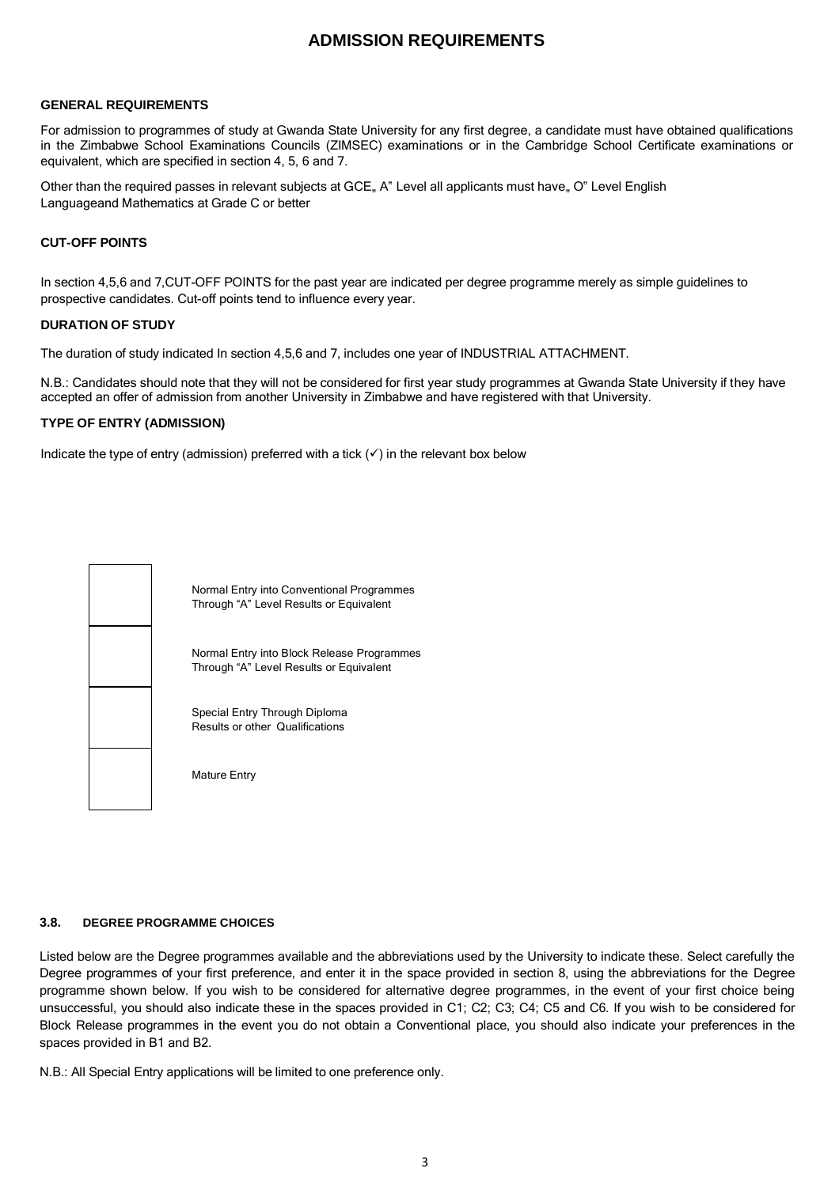# ADMISSION REQUIREMENTS

### GENERAL REQUIREMENTS

For admission to programmes of study at Gwanda State University for any first degree, a candidate must have obtained qualifications in the Zimbabwe School Examinations Councils (ZIMSEC) examinations or in the Cambridge School Certificate examinations or equivalent, which are specified in section 4, 5, 6 and 7.

Other than the required passes in relevant subjects at GCE„ A" Level all applicants must have„ O" Level English Languageand Mathematics at Grade C or better

### CUT-OFF POINTS

In section 4,5,6 and 7,CUT-OFF POINTS for the past year are indicated per degree programme merely as simple guidelines to prospective candidates. Cut-off points tend to influence every year.

### DURATION OF STUDY

The duration of study indicated In section 4,5,6 and 7, includes one year of INDUSTRIAL ATTACHMENT.

N.B.: Candidates should note that they will not be considered for first year study programmes at Gwanda State University if they have accepted an offer of admission from another University in Zimbabwe and have registered with that University.

### TYPE OF ENTRY (ADMISSION)

Indicate the type of entry (admission) preferred with a tick (✓) in the relevant box below

| | |
|---|---|
| ☐ | Normal Entry into Conventional Programmes Through "A" Level Results or Equivalent |
| ☐ | Normal Entry into Block Release Programmes Through "A" Level Results or Equivalent |
| ☐ | Special Entry Through Diploma Results or other Qualifications |
| ☐ | Mature Entry |

### 3.8. DEGREE PROGRAMME CHOICES

Listed below are the Degree programmes available and the abbreviations used by the University to indicate these. Select carefully the Degree programmes of your first preference, and enter it in the space provided in section 8, using the abbreviations for the Degree programme shown below. If you wish to be considered for alternative degree programmes, in the event of your first choice being unsuccessful, you should also indicate these in the spaces provided in C1; C2; C3; C4; C5 and C6. If you wish to be considered for Block Release programmes in the event you do not obtain a Conventional place, you should also indicate your preferences in the spaces provided in B1 and B2.

N.B.: All Special Entry applications will be limited to one preference only.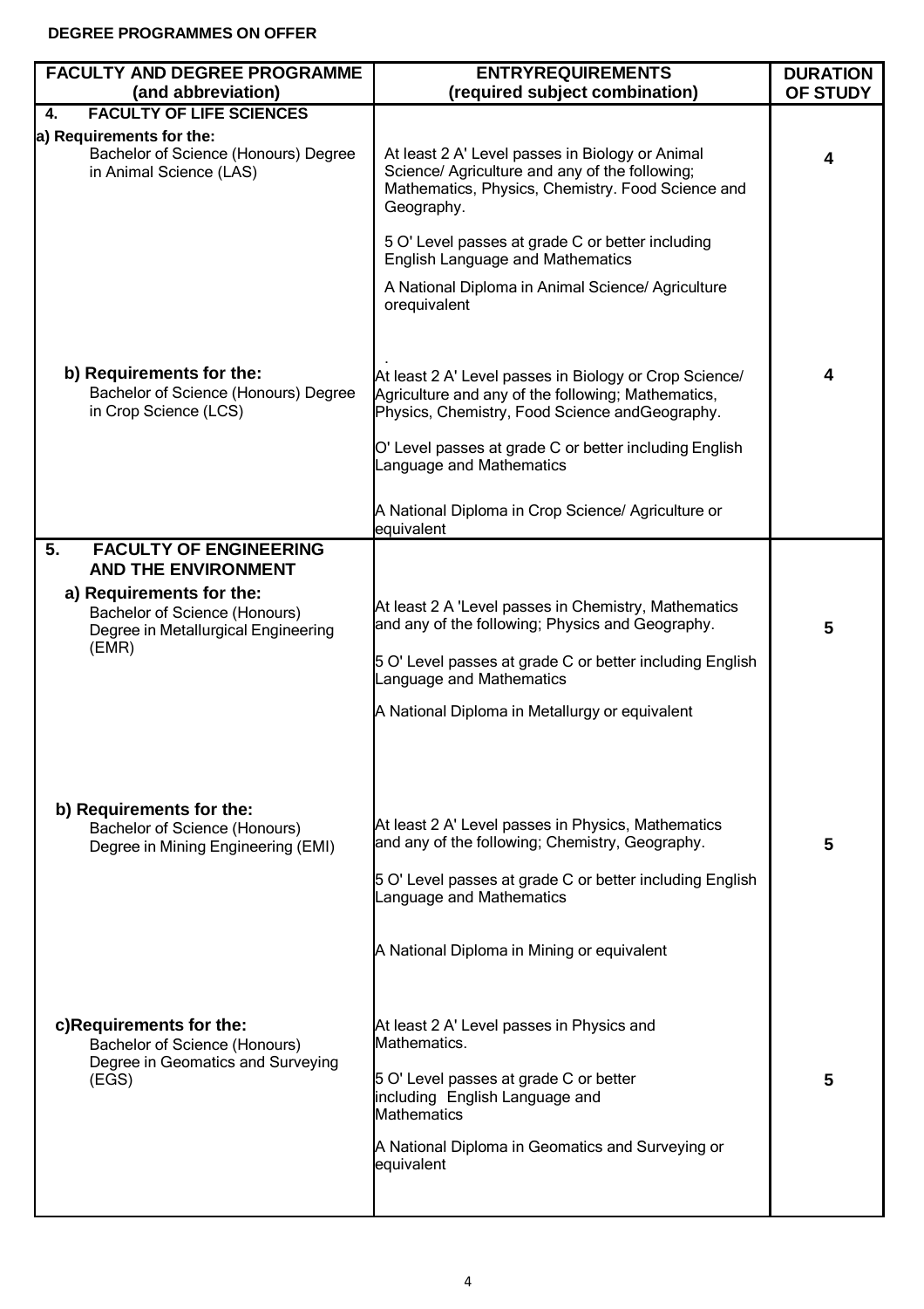**DEGREE PROGRAMMES ON OFFER**

| FACULTY AND DEGREE PROGRAMME (and abbreviation) | ENTRYREQUIREMENTS (required subject combination) | DURATION OF STUDY |
|---|---|---|
| **4. FACULTY OF LIFE SCIENCES** | | |
| **a) Requirements for the:** Bachelor of Science (Honours) Degree in Animal Science (LAS) | At least 2 A' Level passes in Biology or Animal Science/ Agriculture and any of the following; Mathematics, Physics, Chemistry. Food Science and Geography.<br><br>5 O' Level passes at grade C or better including English Language and Mathematics<br><br>A National Diploma in Animal Science/ Agriculture orequivalent | **4** |
| **b) Requirements for the:** Bachelor of Science (Honours) Degree in Crop Science (LCS) | At least 2 A' Level passes in Biology or Crop Science/ Agriculture and any of the following; Mathematics, Physics, Chemistry, Food Science andGeography.<br><br>O' Level passes at grade C or better including English Language and Mathematics<br><br>A National Diploma in Crop Science/ Agriculture or equivalent | **4** |
| **5. FACULTY OF ENGINEERING AND THE ENVIRONMENT** | | |
| **a) Requirements for the:** Bachelor of Science (Honours) Degree in Metallurgical Engineering (EMR) | At least 2 A 'Level passes in Chemistry, Mathematics and any of the following; Physics and Geography.<br><br>5 O' Level passes at grade C or better including English Language and Mathematics<br><br>A National Diploma in Metallurgy or equivalent | **5** |
| **b) Requirements for the:** Bachelor of Science (Honours) Degree in Mining Engineering (EMI) | At least 2 A' Level passes in Physics, Mathematics and any of the following; Chemistry, Geography.<br><br>5 O' Level passes at grade C or better including English Language and Mathematics<br><br>A National Diploma in Mining or equivalent | **5** |
| **c)Requirements for the:** Bachelor of Science (Honours) Degree in Geomatics and Surveying (EGS) | At least 2 A' Level passes in Physics and Mathematics.<br><br>5 O' Level passes at grade C or better including English Language and Mathematics<br><br>A National Diploma in Geomatics and Surveying or equivalent | **5** |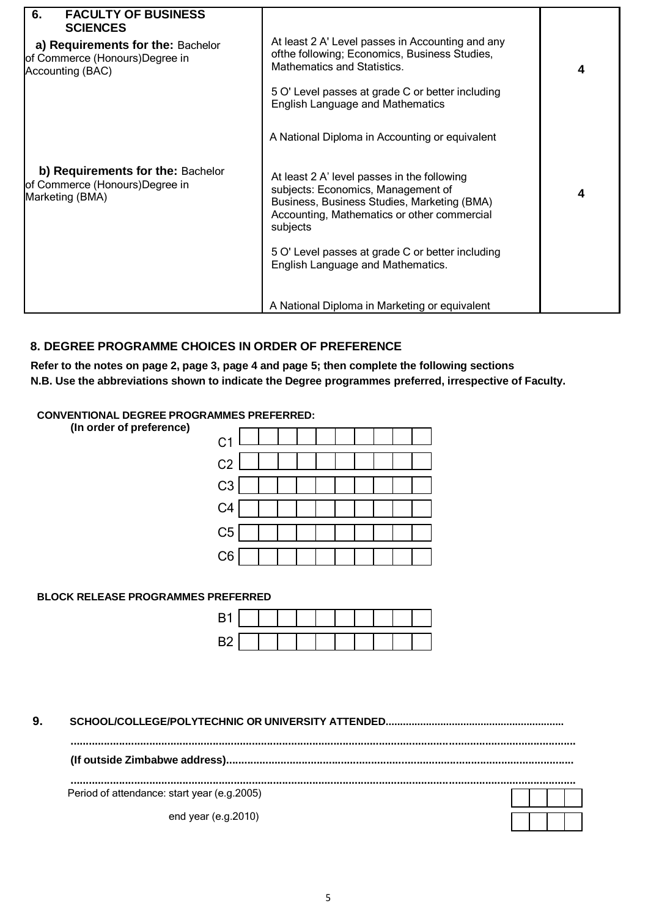| 6. FACULTY OF BUSINESS SCIENCES | | |
|---|---|---|
| **a) Requirements for the:** Bachelor of Commerce (Honours)Degree in Accounting (BAC) | At least 2 A' Level passes in Accounting and any ofthe following; Economics, Business Studies, Mathematics and Statistics.<br><br>5 O' Level passes at grade C or better including English Language and Mathematics<br><br>A National Diploma in Accounting or equivalent | **4** |
| **b) Requirements for the:** Bachelor of Commerce (Honours)Degree in Marketing (BMA) | At least 2 A' level passes in the following subjects: Economics, Management of Business, Business Studies, Marketing (BMA) Accounting, Mathematics or other commercial subjects<br><br>5 O' Level passes at grade C or better including English Language and Mathematics.<br><br>A National Diploma in Marketing or equivalent | **4** |

## 8. DEGREE PROGRAMME CHOICES IN ORDER OF PREFERENCE

**Refer to the notes on page 2, page 3, page 4 and page 5; then complete the following sections**
**N.B. Use the abbreviations shown to indicate the Degree programmes preferred, irrespective of Faculty.**

**CONVENTIONAL DEGREE PROGRAMMES PREFERRED:**
**(In order of preference)**

| | | | | | | | | | | |
|---|---|---|---|---|---|---|---|---|---|---|
| C1 | | | | | | | | | | |
| C2 | | | | | | | | | | |
| C3 | | | | | | | | | | |
| C4 | | | | | | | | | | |
| C5 | | | | | | | | | | |
| C6 | | | | | | | | | | |

**BLOCK RELEASE PROGRAMMES PREFERRED**

| | | | | | | | | | | |
|---|---|---|---|---|---|---|---|---|---|---|
| B1 | | | | | | | | | | |
| B2 | | | | | | | | | | |

**9. SCHOOL/COLLEGE/POLYTECHNIC OR UNIVERSITY ATTENDED............................................................**

**.......................................................................................................................................................**

**(If outside Zimbabwe address).................................................................................................................**

**.......................................................................................................................................................**

Period of attendance: start year (e.g.2005) | | | | |

end year (e.g.2010) | | | | |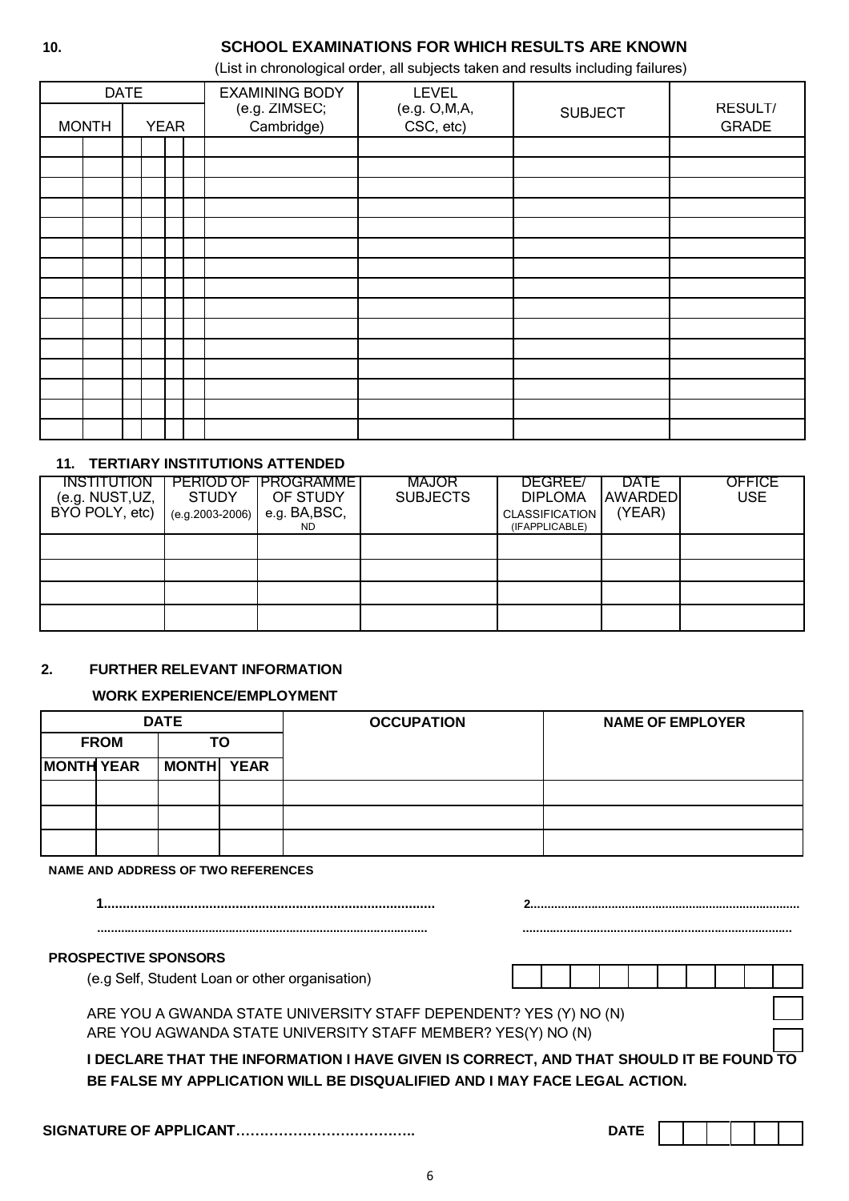## 10. SCHOOL EXAMINATIONS FOR WHICH RESULTS ARE KNOWN

(List in chronological order, all subjects taken and results including failures)

| DATE | | EXAMINING BODY (e.g. ZIMSEC; Cambridge) | LEVEL (e.g. O,M,A, CSC, etc) | SUBJECT | RESULT/ GRADE |
|---|---|---|---|---|---|
| MONTH | YEAR | | | | |
| | | | | | |
| | | | | | |
| | | | | | |
| | | | | | |
| | | | | | |
| | | | | | |
| | | | | | |
| | | | | | |
| | | | | | |
| | | | | | |
| | | | | | |
| | | | | | |
| | | | | | |
| | | | | | |
| | | | | | |

## 11. TERTIARY INSTITUTIONS ATTENDED

| INSTITUTION (e.g. NUST,UZ, BYO POLY, etc) | PERIOD OF STUDY (e.g.2003-2006) | PROGRAMME OF STUDY e.g. BA,BSC, ND | MAJOR SUBJECTS | DEGREE/ DIPLOMA CLASSIFICATION (IFAPPLICABLE) | DATE AWARDED (YEAR) | OFFICE USE |
|---|---|---|---|---|---|---|
| | | | | | | |
| | | | | | | |
| | | | | | | |
| | | | | | | |

## 2. FURTHER RELEVANT INFORMATION

**WORK EXPERIENCE/EMPLOYMENT**

| DATE | | | | OCCUPATION | NAME OF EMPLOYER |
|---|---|---|---|---|---|
| FROM | | TO | | | |
| MONTH | YEAR | MONTH | YEAR | | |
| | | | | | |
| | | | | | |
| | | | | | |

**NAME AND ADDRESS OF TWO REFERENCES**

1.......................................................................................... 2...............................................................................

.................................................................................................... ...............................................................................

**PROSPECTIVE SPONSORS**

(e.g Self, Student Loan or other organisation)

ARE YOU A GWANDA STATE UNIVERSITY STAFF DEPENDENT? YES (Y) NO (N)

ARE YOU AGWANDA STATE UNIVERSITY STAFF MEMBER? YES(Y) NO (N)

**I DECLARE THAT THE INFORMATION I HAVE GIVEN IS CORRECT, AND THAT SHOULD IT BE FOUND TO BE FALSE MY APPLICATION WILL BE DISQUALIFIED AND I MAY FACE LEGAL ACTION.**

**SIGNATURE OF APPLICANT……………………………….** **DATE**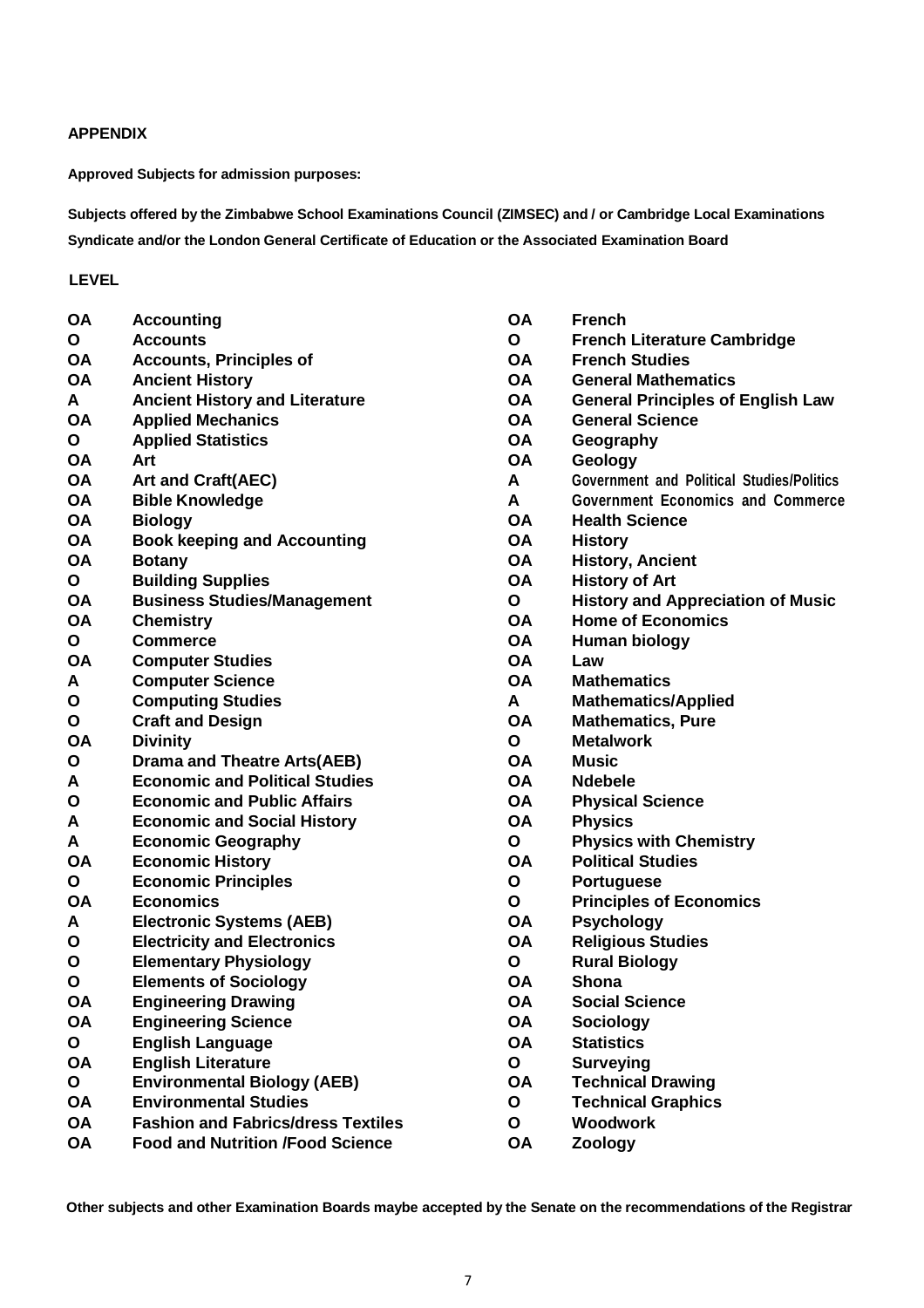## APPENDIX

**Approved Subjects for admission purposes:**

**Subjects offered by the Zimbabwe School Examinations Council (ZIMSEC) and / or Cambridge Local Examinations Syndicate and/or the London General Certificate of Education or the Associated Examination Board**

| LEVEL | Subject |
|---|---|
| OA | Accounting |
| O | Accounts |
| OA | Accounts, Principles of |
| OA | Ancient History |
| A | Ancient History and Literature |
| OA | Applied Mechanics |
| O | Applied Statistics |
| OA | Art |
| OA | Art and Craft(AEC) |
| OA | Bible Knowledge |
| OA | Biology |
| OA | Book keeping and Accounting |
| OA | Botany |
| O | Building Supplies |
| OA | Business Studies/Management |
| OA | Chemistry |
| O | Commerce |
| OA | Computer Studies |
| A | Computer Science |
| O | Computing Studies |
| O | Craft and Design |
| OA | Divinity |
| O | Drama and Theatre Arts(AEB) |
| A | Economic and Political Studies |
| O | Economic and Public Affairs |
| A | Economic and Social History |
| A | Economic Geography |
| OA | Economic History |
| O | Economic Principles |
| OA | Economics |
| A | Electronic Systems (AEB) |
| O | Electricity and Electronics |
| O | Elementary Physiology |
| O | Elements of Sociology |
| OA | Engineering Drawing |
| OA | Engineering Science |
| O | English Language |
| OA | English Literature |
| O | Environmental Biology (AEB) |
| OA | Environmental Studies |
| OA | Fashion and Fabrics/dress Textiles |
| OA | Food and Nutrition /Food Science |
| OA | French |
| O | French Literature Cambridge |
| OA | French Studies |
| OA | General Mathematics |
| OA | General Principles of English Law |
| OA | General Science |
| OA | Geography |
| OA | Geology |
| A | Government and Political Studies/Politics |
| A | Government Economics and Commerce |
| OA | Health Science |
| OA | History |
| OA | History, Ancient |
| OA | History of Art |
| O | History and Appreciation of Music |
| OA | Home of Economics |
| OA | Human biology |
| OA | Law |
| OA | Mathematics |
| A | Mathematics/Applied |
| OA | Mathematics, Pure |
| O | Metalwork |
| OA | Music |
| OA | Ndebele |
| OA | Physical Science |
| OA | Physics |
| O | Physics with Chemistry |
| OA | Political Studies |
| O | Portuguese |
| O | Principles of Economics |
| OA | Psychology |
| OA | Religious Studies |
| O | Rural Biology |
| OA | Shona |
| OA | Social Science |
| OA | Sociology |
| OA | Statistics |
| O | Surveying |
| OA | Technical Drawing |
| O | Technical Graphics |
| O | Woodwork |
| OA | Zoology |

**Other subjects and other Examination Boards maybe accepted by the Senate on the recommendations of the Registrar**